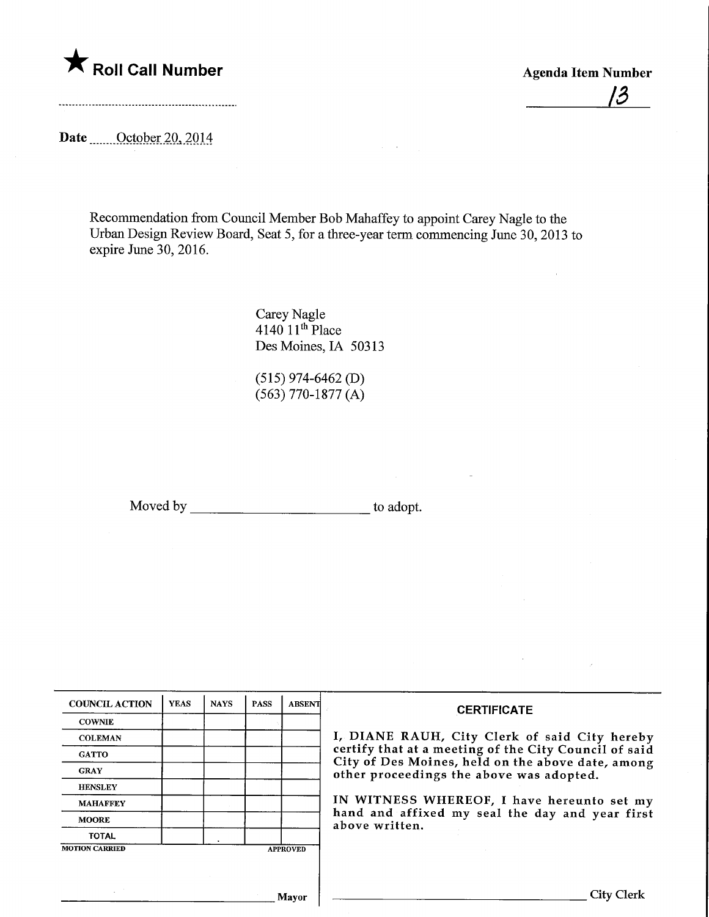★ **Roll Call Number**

**Agenda Item Number**

13

**Date** October 20, 2014

Recommendation from Council Member Bob Mahaffey to appoint Carey Nagle to the Urban Design Review Board, Seat 5, for a three-year term commencing June 30, 2013 to expire June 30, 2016.

Carey Nagle
4140 11th Place
Des Moines, IA 50313

(515) 974-6462 (D)
(563) 770-1877 (A)

Moved by ________________________ to adopt.

| COUNCIL ACTION | YEAS | NAYS | PASS | ABSENT |
|---|---|---|---|---|
| COWNIE | | | | |
| COLEMAN | | | | |
| GATTO | | | | |
| GRAY | | | | |
| HENSLEY | | | | |
| MAHAFFEY | | | | |
| MOORE | | | | |
| TOTAL | | | | |
| MOTION CARRIED | | | | APPROVED |

________________________ Mayor

**CERTIFICATE**

I, DIANE RAUH, City Clerk of said City hereby certify that at a meeting of the City Council of said City of Des Moines, held on the above date, among other proceedings the above was adopted.

IN WITNESS WHEREOF, I have hereunto set my hand and affixed my seal the day and year first above written.

________________________ City Clerk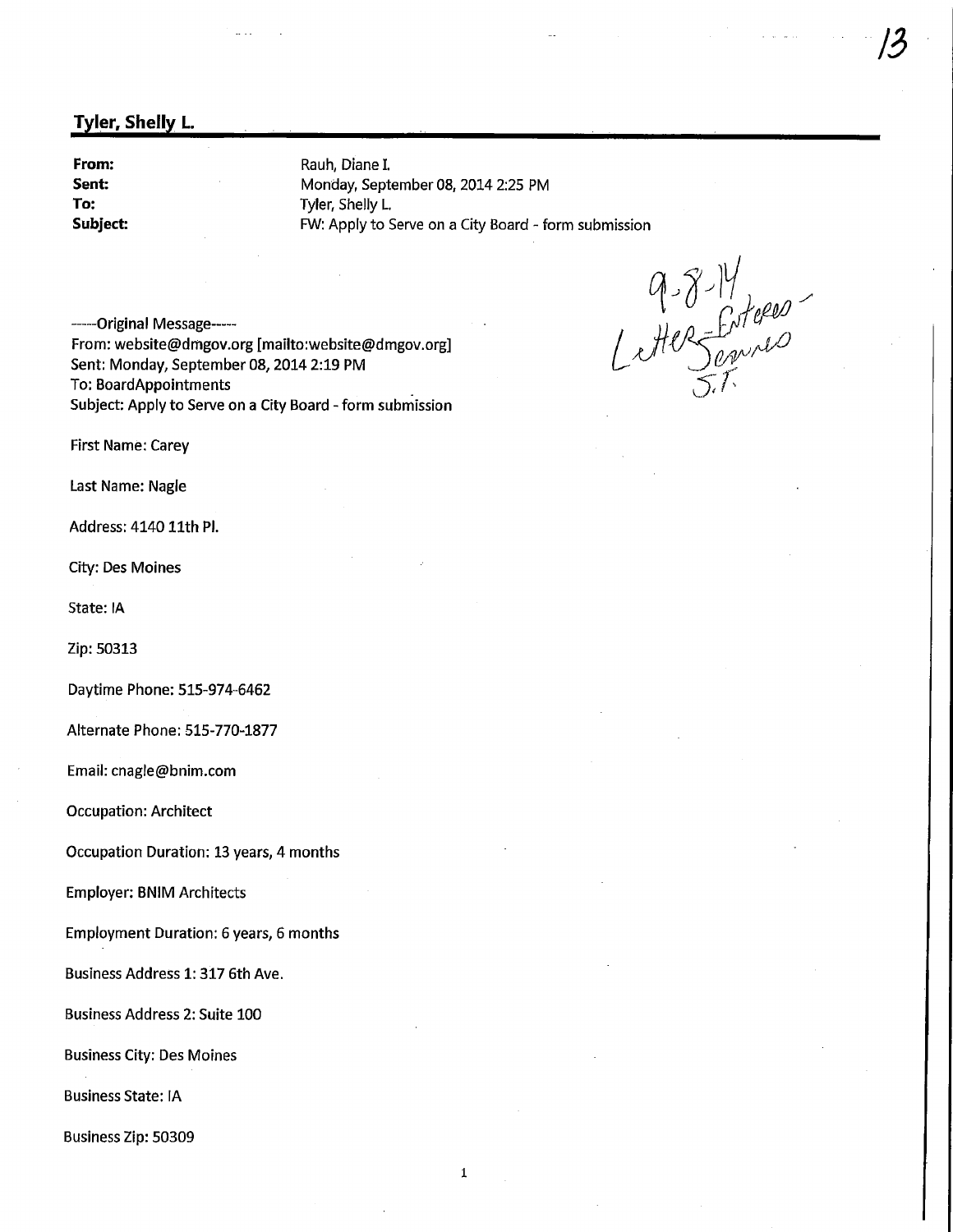**Tyler, Shelly L.**

**From:** Rauh, Diane I.
**Sent:** Monday, September 08, 2014 2:25 PM
**To:** Tyler, Shelly L.
**Subject:** FW: Apply to Serve on a City Board - form submission

9-8-14
Letter Entered -
Services
S.T.

-----Original Message-----
From: website@dmgov.org [mailto:website@dmgov.org]
Sent: Monday, September 08, 2014 2:19 PM
To: BoardAppointments
Subject: Apply to Serve on a City Board - form submission

First Name: Carey

Last Name: Nagle

Address: 4140 11th Pl.

City: Des Moines

State: IA

Zip: 50313

Daytime Phone: 515-974-6462

Alternate Phone: 515-770-1877

Email: cnagle@bnim.com

Occupation: Architect

Occupation Duration: 13 years, 4 months

Employer: BNIM Architects

Employment Duration: 6 years, 6 months

Business Address 1: 317 6th Ave.

Business Address 2: Suite 100

Business City: Des Moines

Business State: IA

Business Zip: 50309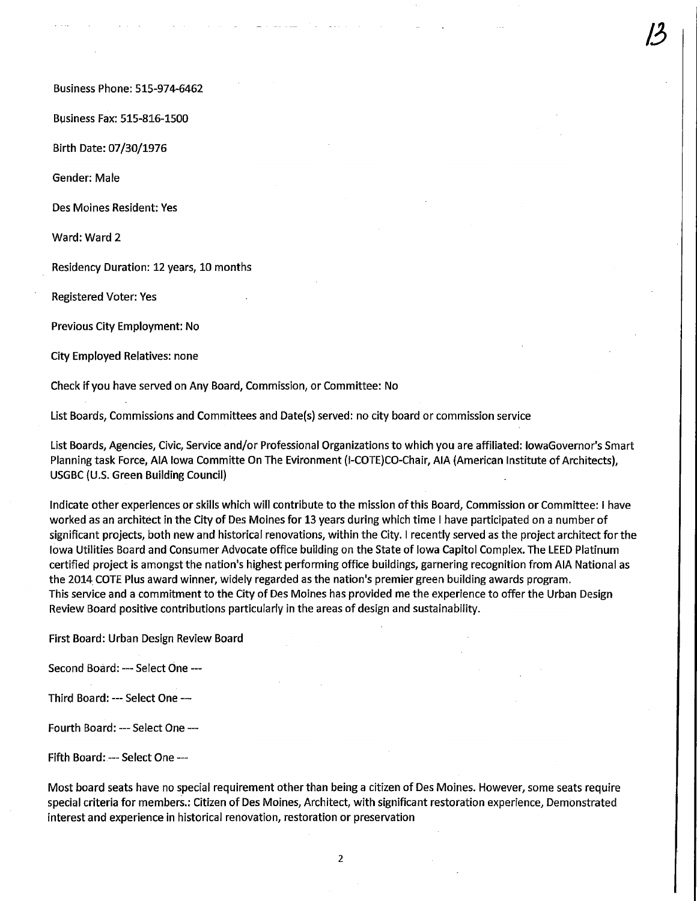Business Phone: 515-974-6462

Business Fax: 515-816-1500

Birth Date: 07/30/1976

Gender: Male

Des Moines Resident: Yes

Ward: Ward 2

Residency Duration: 12 years, 10 months

Registered Voter: Yes

Previous City Employment: No

City Employed Relatives: none

Check if you have served on Any Board, Commission, or Committee: No

List Boards, Commissions and Committees and Date(s) served: no city board or commission service

List Boards, Agencies, Civic, Service and/or Professional Organizations to which you are affiliated: IowaGovernor's Smart Planning task Force, AIA Iowa Committe On The Evironment (I-COTE)CO-Chair, AIA (American Institute of Architects), USGBC (U.S. Green Building Council)

Indicate other experiences or skills which will contribute to the mission of this Board, Commission or Committee: I have worked as an architect in the City of Des Moines for 13 years during which time I have participated on a number of significant projects, both new and historical renovations, within the City. I recently served as the project architect for the Iowa Utilities Board and Consumer Advocate office building on the State of Iowa Capitol Complex. The LEED Platinum certified project is amongst the nation's highest performing office buildings, garnering recognition from AIA National as the 2014 COTE Plus award winner, widely regarded as the nation's premier green building awards program.
This service and a commitment to the City of Des Moines has provided me the experience to offer the Urban Design Review Board positive contributions particularly in the areas of design and sustainability.

First Board: Urban Design Review Board

Second Board: --- Select One ---

Third Board: --- Select One ---

Fourth Board: --- Select One ---

Fifth Board: --- Select One ---

Most board seats have no special requirement other than being a citizen of Des Moines. However, some seats require special criteria for members.: Citizen of Des Moines, Architect, with significant restoration experience, Demonstrated interest and experience in historical renovation, restoration or preservation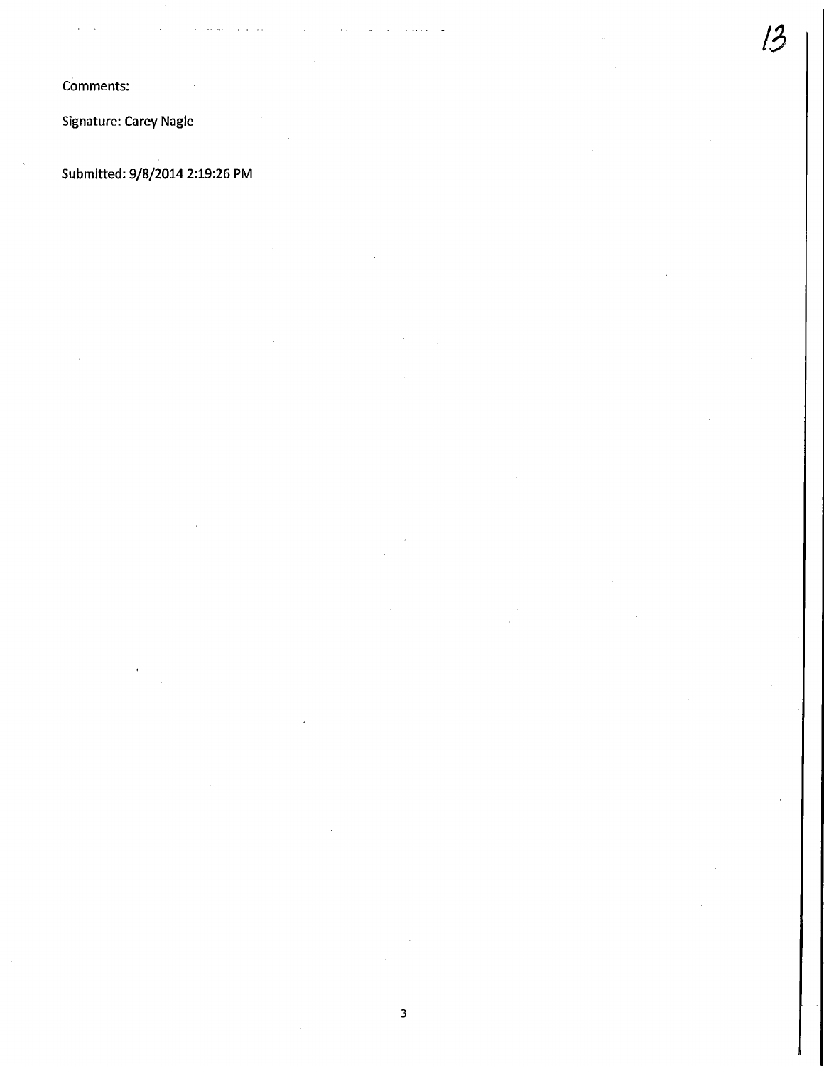Comments:

Signature: Carey Nagle

Submitted: 9/8/2014 2:19:26 PM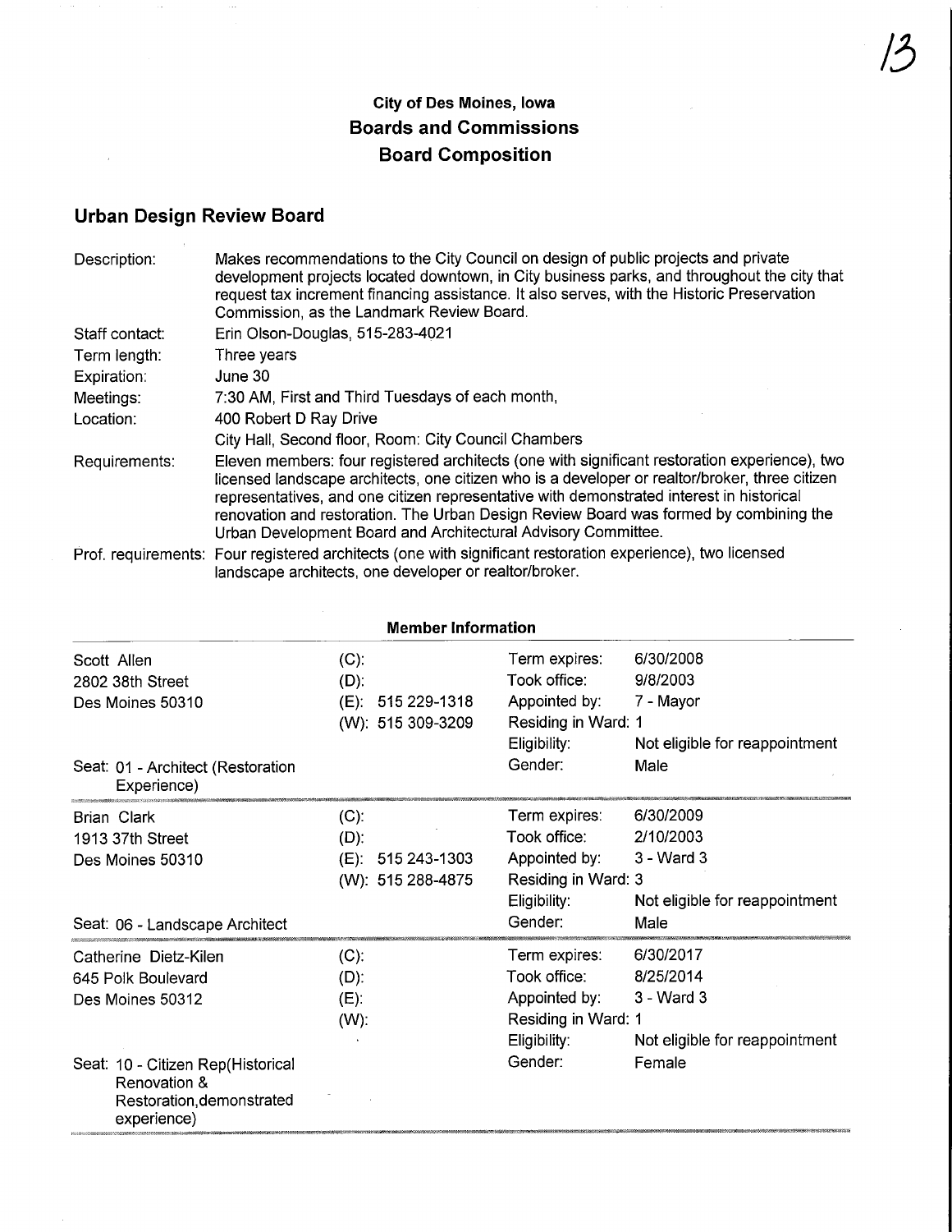## City of Des Moines, Iowa
## Boards and Commissions
## Board Composition

### Urban Design Review Board

| | |
|---|---|
| Description: | Makes recommendations to the City Council on design of public projects and private development projects located downtown, in City business parks, and throughout the city that request tax increment financing assistance. It also serves, with the Historic Preservation Commission, as the Landmark Review Board. |
| Staff contact: | Erin Olson-Douglas, 515-283-4021 |
| Term length: | Three years |
| Expiration: | June 30 |
| Meetings: | 7:30 AM, First and Third Tuesdays of each month, |
| Location: | 400 Robert D Ray Drive<br>City Hall, Second floor, Room: City Council Chambers |
| Requirements: | Eleven members: four registered architects (one with significant restoration experience), two licensed landscape architects, one citizen who is a developer or realtor/broker, three citizen representatives, and one citizen representative with demonstrated interest in historical renovation and restoration. The Urban Design Review Board was formed by combining the Urban Development Board and Architectural Advisory Committee. |
| Prof. requirements: | Four registered architects (one with significant restoration experience), two licensed landscape architects, one developer or realtor/broker. |

**Member Information**

Scott Allen
2802 38th Street
Des Moines 50310

(C):
(D):
(E): 515 229-1318
(W): 515 309-3209

Term expires: 6/30/2008
Took office: 9/8/2003
Appointed by: 7 - Mayor
Residing in Ward: 1
Eligibility: Not eligible for reappointment
Gender: Male

Seat: 01 - Architect (Restoration Experience)

---

Brian Clark
1913 37th Street
Des Moines 50310

(C):
(D):
(E): 515 243-1303
(W): 515 288-4875

Term expires: 6/30/2009
Took office: 2/10/2003
Appointed by: 3 - Ward 3
Residing in Ward: 3
Eligibility: Not eligible for reappointment
Gender: Male

Seat: 06 - Landscape Architect

---

Catherine Dietz-Kilen
645 Polk Boulevard
Des Moines 50312

(C):
(D):
(E):
(W):

Term expires: 6/30/2017
Took office: 8/25/2014
Appointed by: 3 - Ward 3
Residing in Ward: 1
Eligibility: Not eligible for reappointment
Gender: Female

Seat: 10 - Citizen Rep(Historical Renovation & Restoration,demonstrated experience)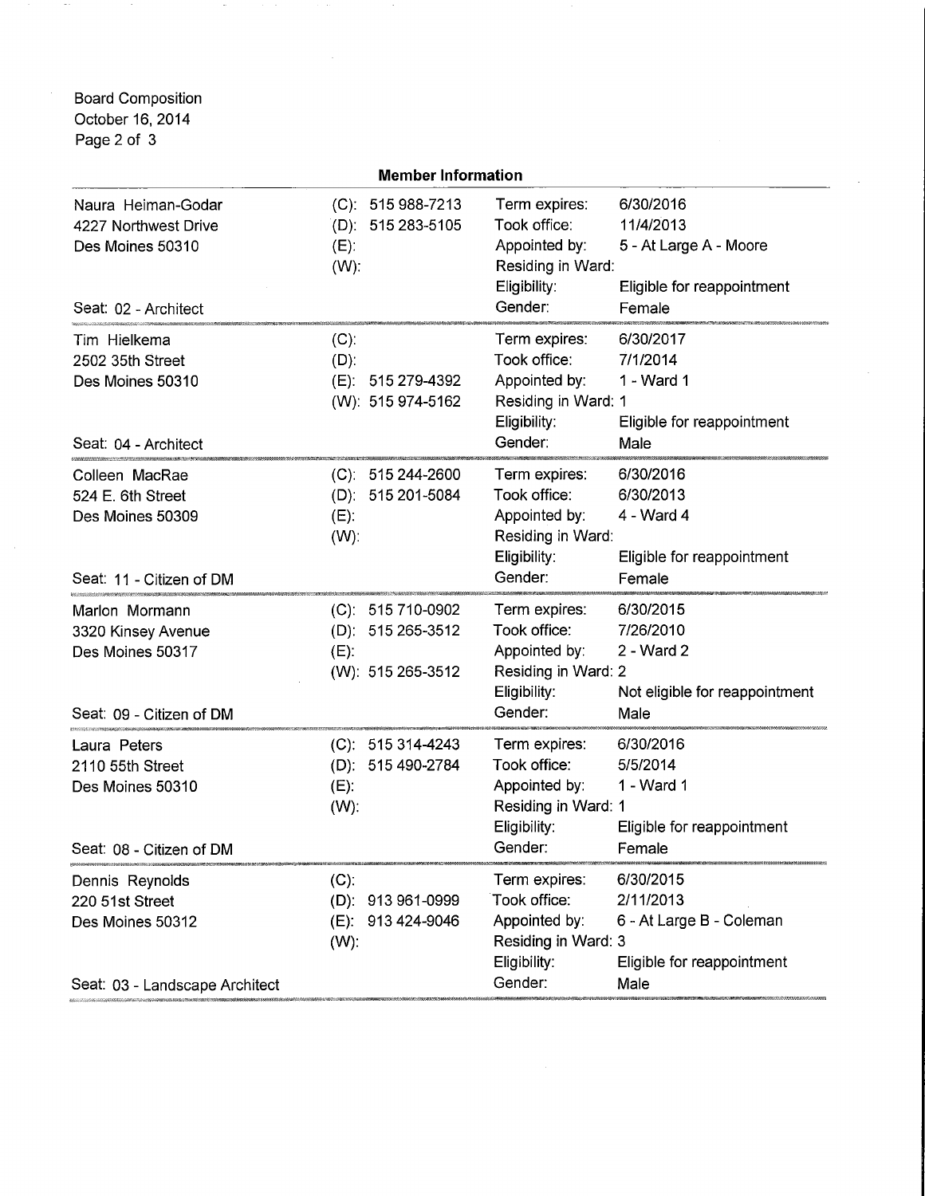## Member Information

| Name / Address / Seat | Phone | Details | |
|---|---|---|---|
| Naura Heiman-Godar<br>4227 Northwest Drive<br>Des Moines 50310<br><br>Seat: 02 - Architect | (C): 515 988-7213<br>(D): 515 283-5105<br>(E):<br>(W): | Term expires:<br>Took office:<br>Appointed by:<br>Residing in Ward:<br>Eligibility:<br>Gender: | 6/30/2016<br>11/4/2013<br>5 - At Large A - Moore<br><br>Eligible for reappointment<br>Female |
| Tim Hielkema<br>2502 35th Street<br>Des Moines 50310<br><br>Seat: 04 - Architect | (C):<br>(D):<br>(E): 515 279-4392<br>(W): 515 974-5162 | Term expires:<br>Took office:<br>Appointed by:<br>Residing in Ward:<br>Eligibility:<br>Gender: | 6/30/2017<br>7/1/2014<br>1 - Ward 1<br>1<br>Eligible for reappointment<br>Male |
| Colleen MacRae<br>524 E. 6th Street<br>Des Moines 50309<br><br>Seat: 11 - Citizen of DM | (C): 515 244-2600<br>(D): 515 201-5084<br>(E):<br>(W): | Term expires:<br>Took office:<br>Appointed by:<br>Residing in Ward:<br>Eligibility:<br>Gender: | 6/30/2016<br>6/30/2013<br>4 - Ward 4<br><br>Eligible for reappointment<br>Female |
| Marlon Mormann<br>3320 Kinsey Avenue<br>Des Moines 50317<br><br>Seat: 09 - Citizen of DM | (C): 515 710-0902<br>(D): 515 265-3512<br>(E):<br>(W): 515 265-3512 | Term expires:<br>Took office:<br>Appointed by:<br>Residing in Ward:<br>Eligibility:<br>Gender: | 6/30/2015<br>7/26/2010<br>2 - Ward 2<br>2<br>Not eligible for reappointment<br>Male |
| Laura Peters<br>2110 55th Street<br>Des Moines 50310<br><br>Seat: 08 - Citizen of DM | (C): 515 314-4243<br>(D): 515 490-2784<br>(E):<br>(W): | Term expires:<br>Took office:<br>Appointed by:<br>Residing in Ward:<br>Eligibility:<br>Gender: | 6/30/2016<br>5/5/2014<br>1 - Ward 1<br>1<br>Eligible for reappointment<br>Female |
| Dennis Reynolds<br>220 51st Street<br>Des Moines 50312<br><br>Seat: 03 - Landscape Architect | (C):<br>(D): 913 961-0999<br>(E): 913 424-9046<br>(W): | Term expires:<br>Took office:<br>Appointed by:<br>Residing in Ward:<br>Eligibility:<br>Gender: | 6/30/2015<br>2/11/2013<br>6 - At Large B - Coleman<br>3<br>Eligible for reappointment<br>Male |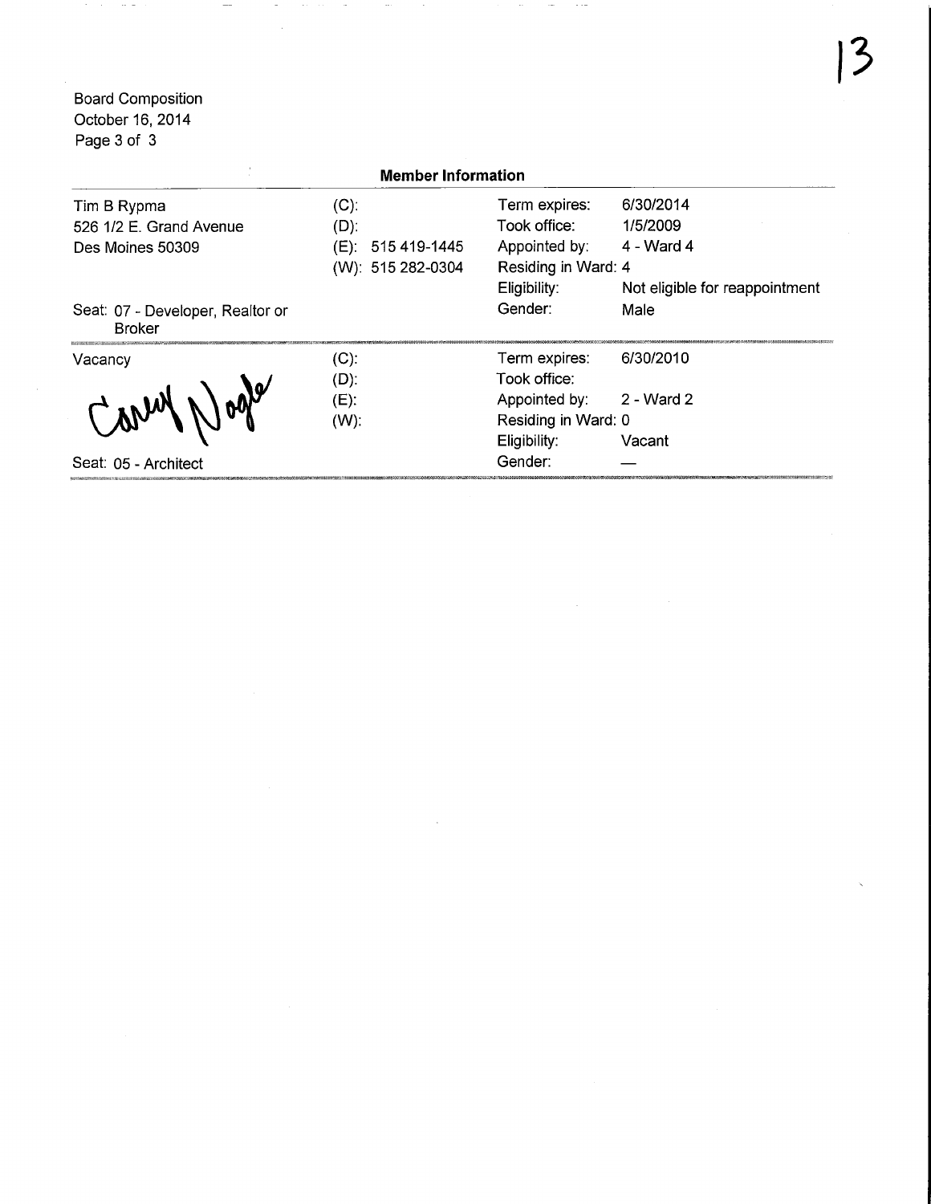Board Composition
October 16, 2014

## Member Information

| | | | |
|---|---|---|---|
| Tim B Rypma<br>526 1/2 E. Grand Avenue<br>Des Moines 50309<br><br>Seat: 07 - Developer, Realtor or Broker | (C):<br>(D):<br>(E): 515 419-1445<br>(W): 515 282-0304 | Term expires:<br>Took office:<br>Appointed by:<br>Residing in Ward: 4<br>Eligibility:<br>Gender: | 6/30/2014<br>1/5/2009<br>4 - Ward 4<br><br>Not eligible for reappointment<br>Male |
| Vacancy<br>Carey Nagle<br><br>Seat: 05 - Architect | (C):<br>(D):<br>(E):<br>(W): | Term expires:<br>Took office:<br>Appointed by:<br>Residing in Ward: 0<br>Eligibility:<br>Gender: | 6/30/2010<br><br>2 - Ward 2<br><br>Vacant<br>— |